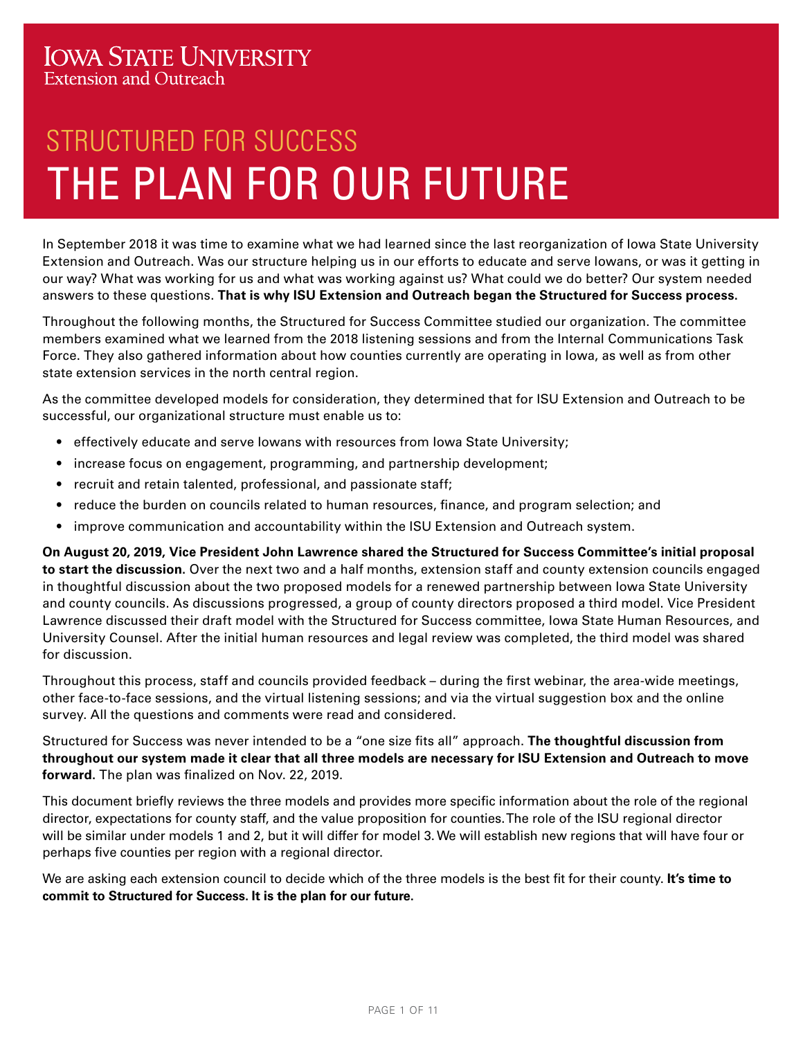Iowa State University
Extension and Outreach

# STRUCTURED FOR SUCCESS
# THE PLAN FOR OUR FUTURE

In September 2018 it was time to examine what we had learned since the last reorganization of Iowa State University Extension and Outreach. Was our structure helping us in our efforts to educate and serve Iowans, or was it getting in our way? What was working for us and what was working against us? What could we do better? Our system needed answers to these questions. **That is why ISU Extension and Outreach began the Structured for Success process.**

Throughout the following months, the Structured for Success Committee studied our organization. The committee members examined what we learned from the 2018 listening sessions and from the Internal Communications Task Force. They also gathered information about how counties currently are operating in Iowa, as well as from other state extension services in the north central region.

As the committee developed models for consideration, they determined that for ISU Extension and Outreach to be successful, our organizational structure must enable us to:

- effectively educate and serve Iowans with resources from Iowa State University;
- increase focus on engagement, programming, and partnership development;
- recruit and retain talented, professional, and passionate staff;
- reduce the burden on councils related to human resources, finance, and program selection; and
- improve communication and accountability within the ISU Extension and Outreach system.

**On August 20, 2019, Vice President John Lawrence shared the Structured for Success Committee's initial proposal to start the discussion.** Over the next two and a half months, extension staff and county extension councils engaged in thoughtful discussion about the two proposed models for a renewed partnership between Iowa State University and county councils. As discussions progressed, a group of county directors proposed a third model. Vice President Lawrence discussed their draft model with the Structured for Success committee, Iowa State Human Resources, and University Counsel. After the initial human resources and legal review was completed, the third model was shared for discussion.

Throughout this process, staff and councils provided feedback – during the first webinar, the area-wide meetings, other face-to-face sessions, and the virtual listening sessions; and via the virtual suggestion box and the online survey. All the questions and comments were read and considered.

Structured for Success was never intended to be a "one size fits all" approach. **The thoughtful discussion from throughout our system made it clear that all three models are necessary for ISU Extension and Outreach to move forward.** The plan was finalized on Nov. 22, 2019.

This document briefly reviews the three models and provides more specific information about the role of the regional director, expectations for county staff, and the value proposition for counties. The role of the ISU regional director will be similar under models 1 and 2, but it will differ for model 3. We will establish new regions that will have four or perhaps five counties per region with a regional director.

We are asking each extension council to decide which of the three models is the best fit for their county. **It's time to commit to Structured for Success. It is the plan for our future.**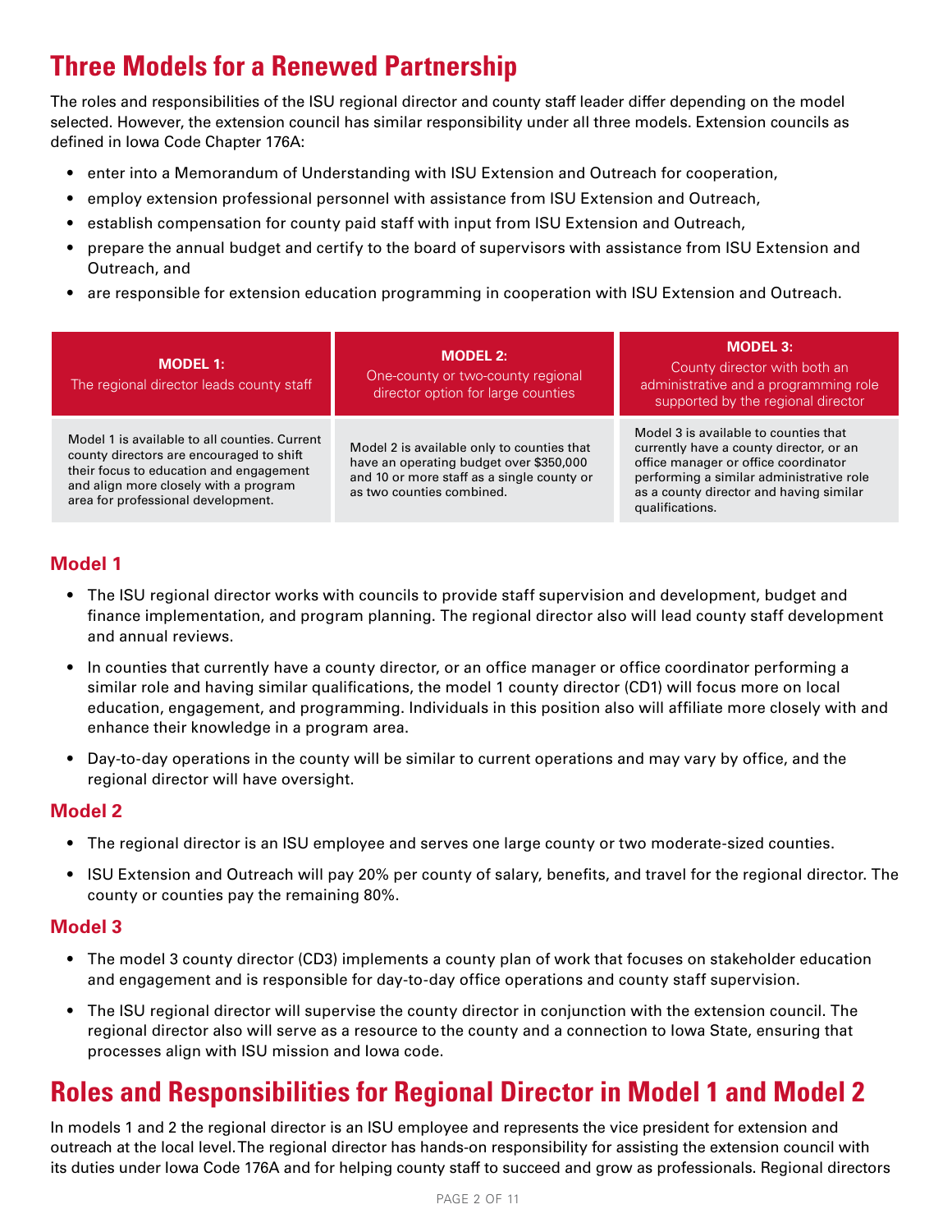# Three Models for a Renewed Partnership

The roles and responsibilities of the ISU regional director and county staff leader differ depending on the model selected. However, the extension council has similar responsibility under all three models. Extension councils as defined in Iowa Code Chapter 176A:

- enter into a Memorandum of Understanding with ISU Extension and Outreach for cooperation,
- employ extension professional personnel with assistance from ISU Extension and Outreach,
- establish compensation for county paid staff with input from ISU Extension and Outreach,
- prepare the annual budget and certify to the board of supervisors with assistance from ISU Extension and Outreach, and
- are responsible for extension education programming in cooperation with ISU Extension and Outreach.

| **MODEL 1:** The regional director leads county staff | **MODEL 2:** One-county or two-county regional director option for large counties | **MODEL 3:** County director with both an administrative and a programming role supported by the regional director |
|---|---|---|
| Model 1 is available to all counties. Current county directors are encouraged to shift their focus to education and engagement and align more closely with a program area for professional development. | Model 2 is available only to counties that have an operating budget over $350,000 and 10 or more staff as a single county or as two counties combined. | Model 3 is available to counties that currently have a county director, or an office manager or office coordinator performing a similar administrative role as a county director and having similar qualifications. |

## Model 1

- The ISU regional director works with councils to provide staff supervision and development, budget and finance implementation, and program planning. The regional director also will lead county staff development and annual reviews.
- In counties that currently have a county director, or an office manager or office coordinator performing a similar role and having similar qualifications, the model 1 county director (CD1) will focus more on local education, engagement, and programming. Individuals in this position also will affiliate more closely with and enhance their knowledge in a program area.
- Day-to-day operations in the county will be similar to current operations and may vary by office, and the regional director will have oversight.

## Model 2

- The regional director is an ISU employee and serves one large county or two moderate-sized counties.
- ISU Extension and Outreach will pay 20% per county of salary, benefits, and travel for the regional director. The county or counties pay the remaining 80%.

## Model 3

- The model 3 county director (CD3) implements a county plan of work that focuses on stakeholder education and engagement and is responsible for day-to-day office operations and county staff supervision.
- The ISU regional director will supervise the county director in conjunction with the extension council. The regional director also will serve as a resource to the county and a connection to Iowa State, ensuring that processes align with ISU mission and Iowa code.

# Roles and Responsibilities for Regional Director in Model 1 and Model 2

In models 1 and 2 the regional director is an ISU employee and represents the vice president for extension and outreach at the local level. The regional director has hands-on responsibility for assisting the extension council with its duties under Iowa Code 176A and for helping county staff to succeed and grow as professionals. Regional directors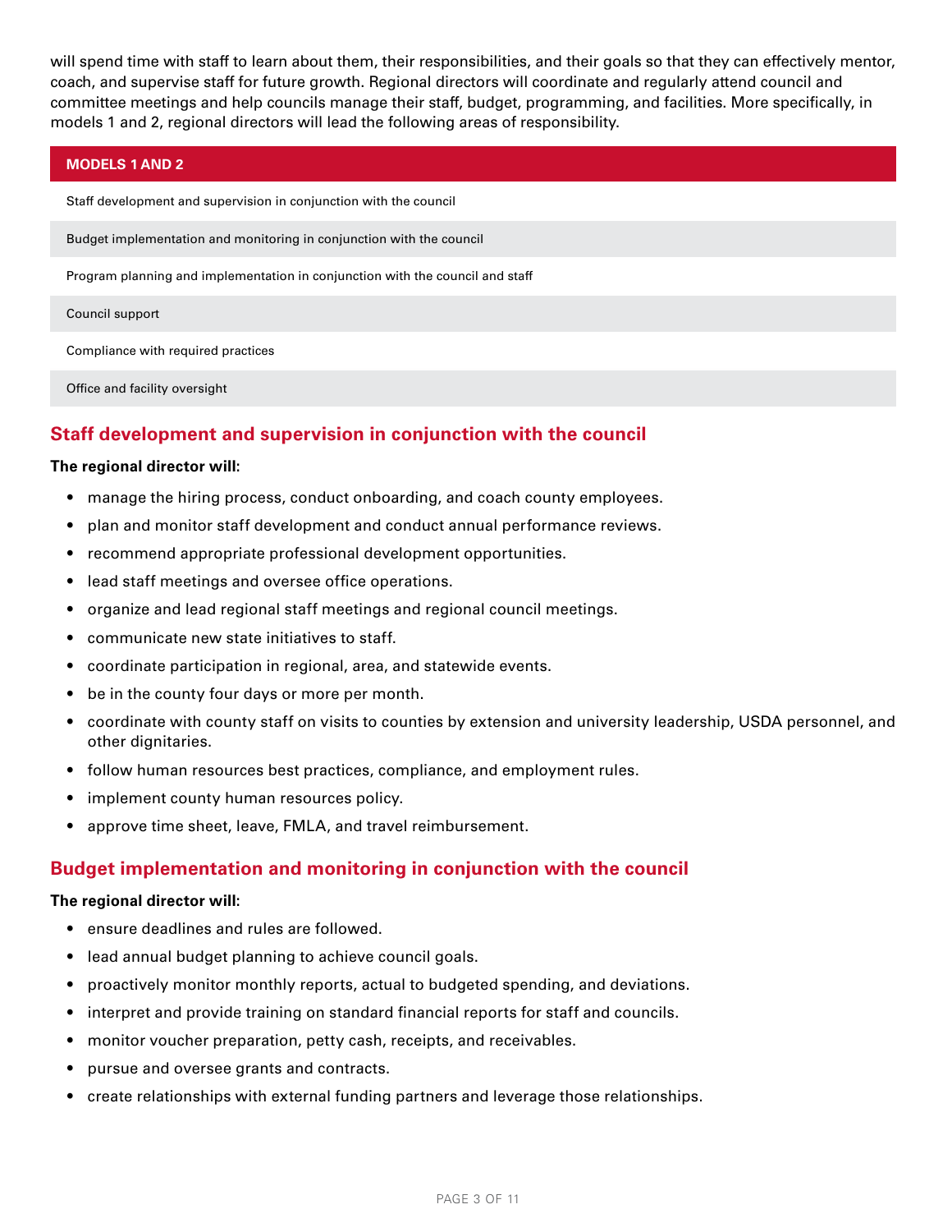will spend time with staff to learn about them, their responsibilities, and their goals so that they can effectively mentor, coach, and supervise staff for future growth. Regional directors will coordinate and regularly attend council and committee meetings and help councils manage their staff, budget, programming, and facilities. More specifically, in models 1 and 2, regional directors will lead the following areas of responsibility.

| MODELS 1 AND 2 |
| --- |
| Staff development and supervision in conjunction with the council |
| Budget implementation and monitoring in conjunction with the council |
| Program planning and implementation in conjunction with the council and staff |
| Council support |
| Compliance with required practices |
| Office and facility oversight |

## Staff development and supervision in conjunction with the council

**The regional director will:**

- manage the hiring process, conduct onboarding, and coach county employees.
- plan and monitor staff development and conduct annual performance reviews.
- recommend appropriate professional development opportunities.
- lead staff meetings and oversee office operations.
- organize and lead regional staff meetings and regional council meetings.
- communicate new state initiatives to staff.
- coordinate participation in regional, area, and statewide events.
- be in the county four days or more per month.
- coordinate with county staff on visits to counties by extension and university leadership, USDA personnel, and other dignitaries.
- follow human resources best practices, compliance, and employment rules.
- implement county human resources policy.
- approve time sheet, leave, FMLA, and travel reimbursement.

## Budget implementation and monitoring in conjunction with the council

**The regional director will:**

- ensure deadlines and rules are followed.
- lead annual budget planning to achieve council goals.
- proactively monitor monthly reports, actual to budgeted spending, and deviations.
- interpret and provide training on standard financial reports for staff and councils.
- monitor voucher preparation, petty cash, receipts, and receivables.
- pursue and oversee grants and contracts.
- create relationships with external funding partners and leverage those relationships.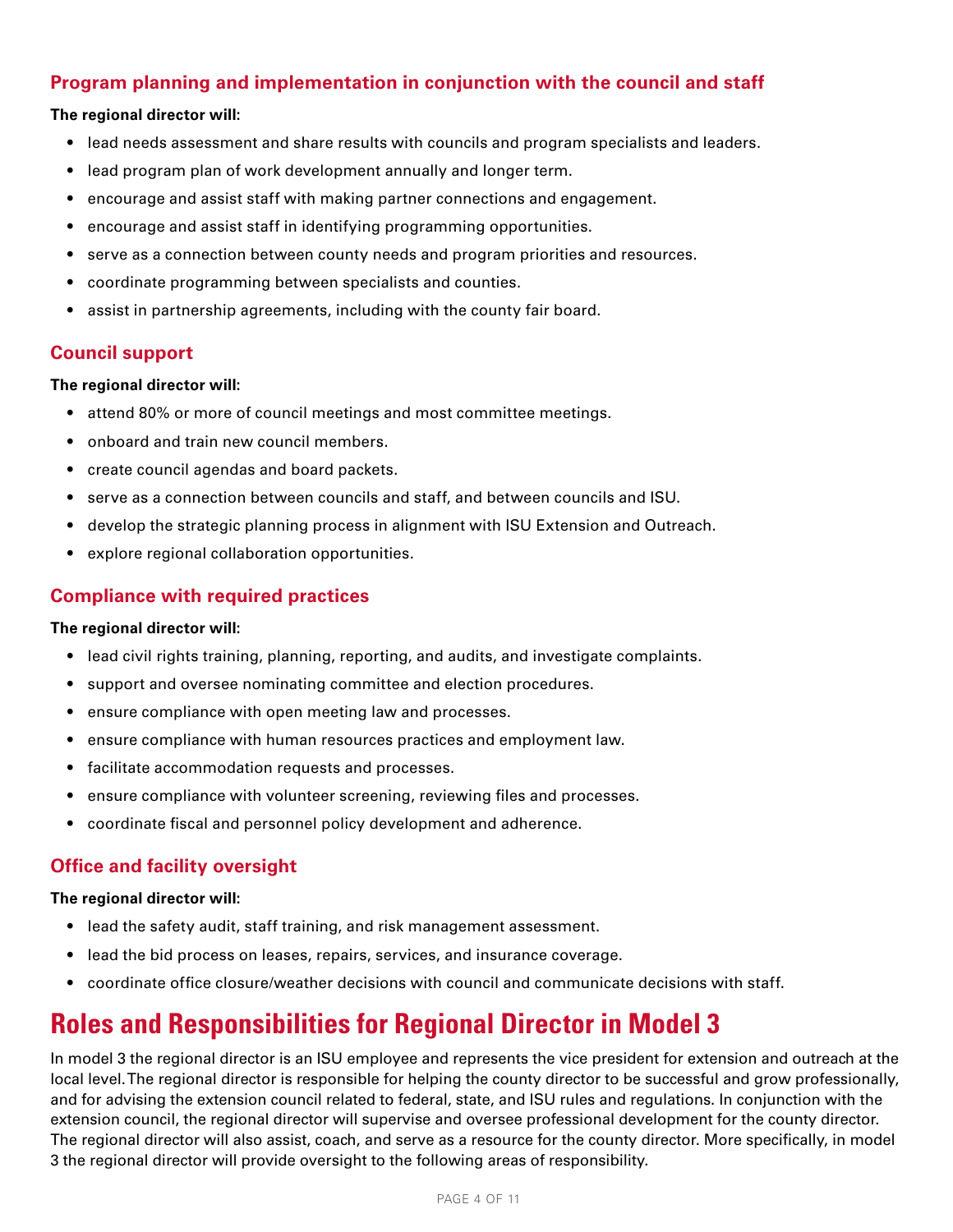### Program planning and implementation in conjunction with the council and staff

**The regional director will:**

- lead needs assessment and share results with councils and program specialists and leaders.
- lead program plan of work development annually and longer term.
- encourage and assist staff with making partner connections and engagement.
- encourage and assist staff in identifying programming opportunities.
- serve as a connection between county needs and program priorities and resources.
- coordinate programming between specialists and counties.
- assist in partnership agreements, including with the county fair board.

### Council support

**The regional director will:**

- attend 80% or more of council meetings and most committee meetings.
- onboard and train new council members.
- create council agendas and board packets.
- serve as a connection between councils and staff, and between councils and ISU.
- develop the strategic planning process in alignment with ISU Extension and Outreach.
- explore regional collaboration opportunities.

### Compliance with required practices

**The regional director will:**

- lead civil rights training, planning, reporting, and audits, and investigate complaints.
- support and oversee nominating committee and election procedures.
- ensure compliance with open meeting law and processes.
- ensure compliance with human resources practices and employment law.
- facilitate accommodation requests and processes.
- ensure compliance with volunteer screening, reviewing files and processes.
- coordinate fiscal and personnel policy development and adherence.

### Office and facility oversight

**The regional director will:**

- lead the safety audit, staff training, and risk management assessment.
- lead the bid process on leases, repairs, services, and insurance coverage.
- coordinate office closure/weather decisions with council and communicate decisions with staff.

## Roles and Responsibilities for Regional Director in Model 3

In model 3 the regional director is an ISU employee and represents the vice president for extension and outreach at the local level. The regional director is responsible for helping the county director to be successful and grow professionally, and for advising the extension council related to federal, state, and ISU rules and regulations. In conjunction with the extension council, the regional director will supervise and oversee professional development for the county director. The regional director will also assist, coach, and serve as a resource for the county director. More specifically, in model 3 the regional director will provide oversight to the following areas of responsibility.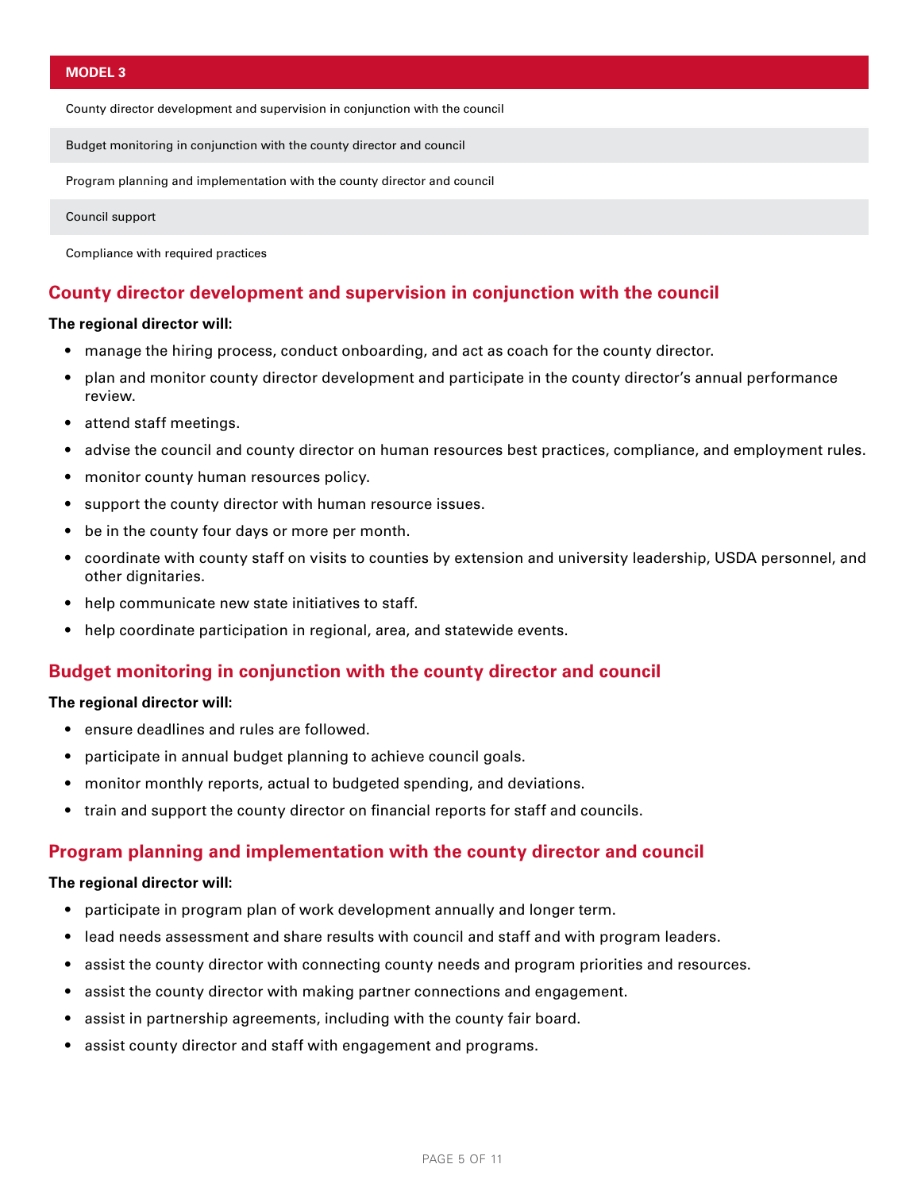| MODEL 3 |
| --- |
| County director development and supervision in conjunction with the council |
| Budget monitoring in conjunction with the county director and council |
| Program planning and implementation with the county director and council |
| Council support |
| Compliance with required practices |

## County director development and supervision in conjunction with the council

**The regional director will:**

- manage the hiring process, conduct onboarding, and act as coach for the county director.
- plan and monitor county director development and participate in the county director's annual performance review.
- attend staff meetings.
- advise the council and county director on human resources best practices, compliance, and employment rules.
- monitor county human resources policy.
- support the county director with human resource issues.
- be in the county four days or more per month.
- coordinate with county staff on visits to counties by extension and university leadership, USDA personnel, and other dignitaries.
- help communicate new state initiatives to staff.
- help coordinate participation in regional, area, and statewide events.

## Budget monitoring in conjunction with the county director and council

**The regional director will:**

- ensure deadlines and rules are followed.
- participate in annual budget planning to achieve council goals.
- monitor monthly reports, actual to budgeted spending, and deviations.
- train and support the county director on financial reports for staff and councils.

## Program planning and implementation with the county director and council

**The regional director will:**

- participate in program plan of work development annually and longer term.
- lead needs assessment and share results with council and staff and with program leaders.
- assist the county director with connecting county needs and program priorities and resources.
- assist the county director with making partner connections and engagement.
- assist in partnership agreements, including with the county fair board.
- assist county director and staff with engagement and programs.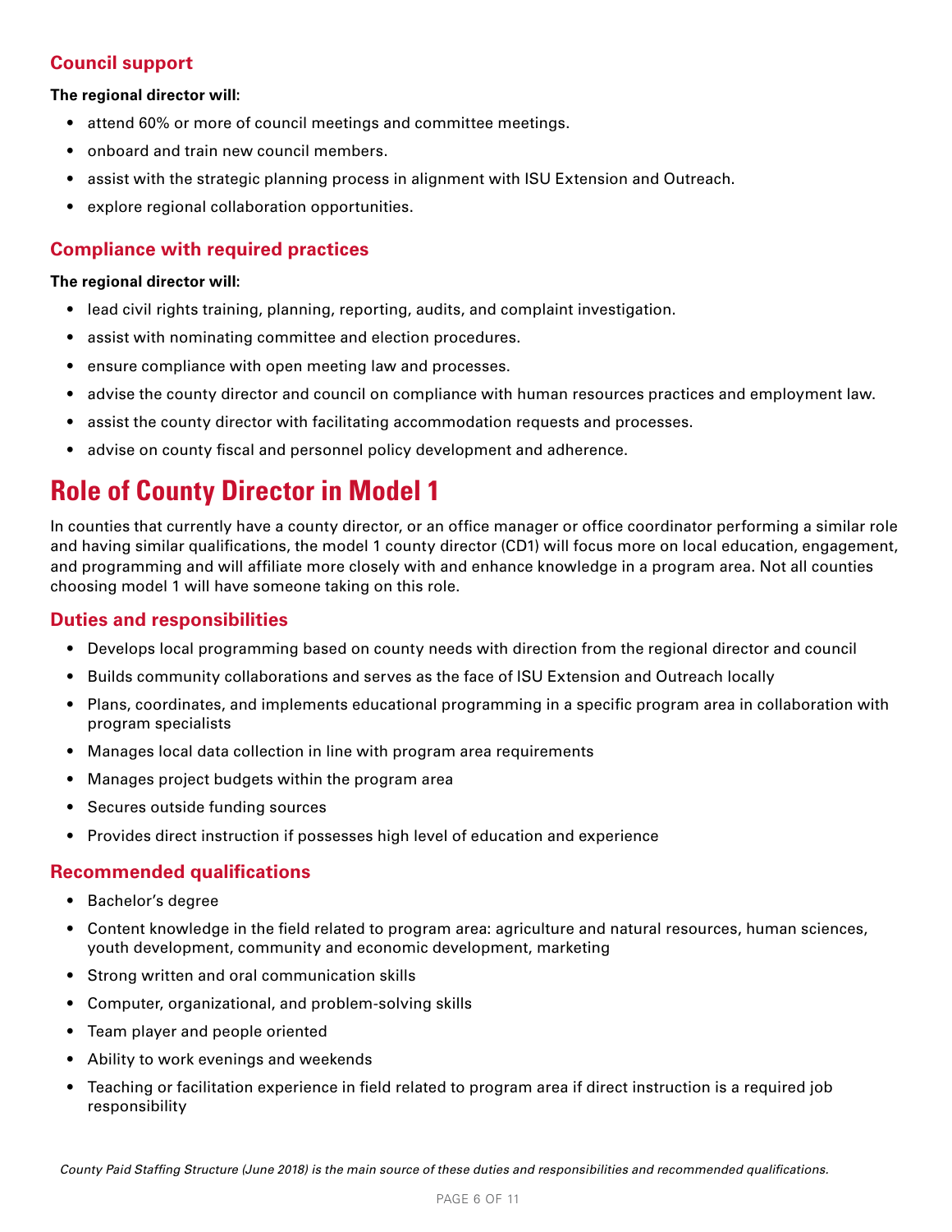### Council support

**The regional director will:**

- attend 60% or more of council meetings and committee meetings.
- onboard and train new council members.
- assist with the strategic planning process in alignment with ISU Extension and Outreach.
- explore regional collaboration opportunities.

### Compliance with required practices

**The regional director will:**

- lead civil rights training, planning, reporting, audits, and complaint investigation.
- assist with nominating committee and election procedures.
- ensure compliance with open meeting law and processes.
- advise the county director and council on compliance with human resources practices and employment law.
- assist the county director with facilitating accommodation requests and processes.
- advise on county fiscal and personnel policy development and adherence.

## Role of County Director in Model 1

In counties that currently have a county director, or an office manager or office coordinator performing a similar role and having similar qualifications, the model 1 county director (CD1) will focus more on local education, engagement, and programming and will affiliate more closely with and enhance knowledge in a program area. Not all counties choosing model 1 will have someone taking on this role.

### Duties and responsibilities

- Develops local programming based on county needs with direction from the regional director and council
- Builds community collaborations and serves as the face of ISU Extension and Outreach locally
- Plans, coordinates, and implements educational programming in a specific program area in collaboration with program specialists
- Manages local data collection in line with program area requirements
- Manages project budgets within the program area
- Secures outside funding sources
- Provides direct instruction if possesses high level of education and experience

### Recommended qualifications

- Bachelor's degree
- Content knowledge in the field related to program area: agriculture and natural resources, human sciences, youth development, community and economic development, marketing
- Strong written and oral communication skills
- Computer, organizational, and problem-solving skills
- Team player and people oriented
- Ability to work evenings and weekends
- Teaching or facilitation experience in field related to program area if direct instruction is a required job responsibility

*County Paid Staffing Structure (June 2018) is the main source of these duties and responsibilities and recommended qualifications.*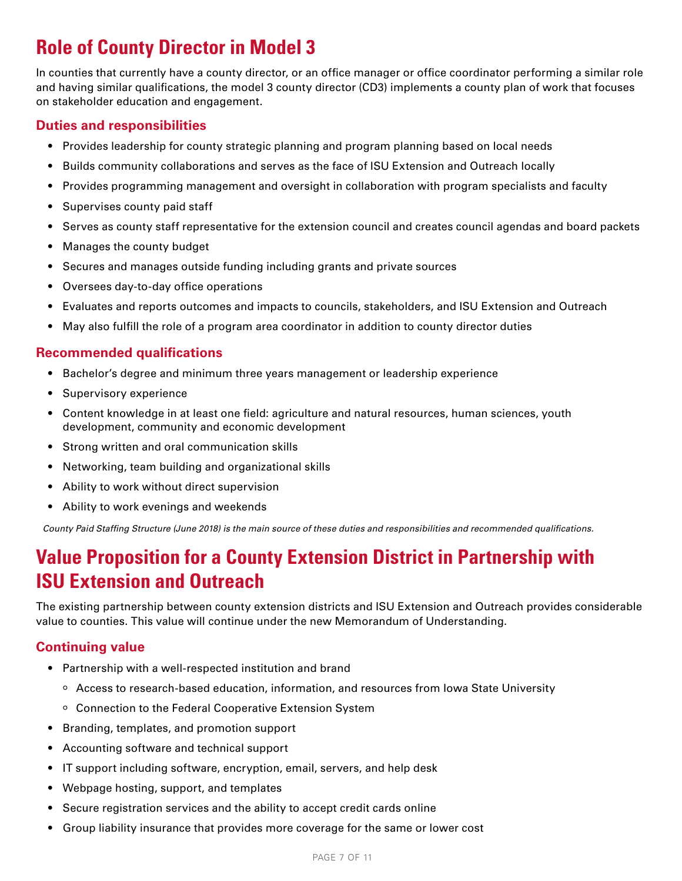## Role of County Director in Model 3

In counties that currently have a county director, or an office manager or office coordinator performing a similar role and having similar qualifications, the model 3 county director (CD3) implements a county plan of work that focuses on stakeholder education and engagement.

### Duties and responsibilities

- Provides leadership for county strategic planning and program planning based on local needs
- Builds community collaborations and serves as the face of ISU Extension and Outreach locally
- Provides programming management and oversight in collaboration with program specialists and faculty
- Supervises county paid staff
- Serves as county staff representative for the extension council and creates council agendas and board packets
- Manages the county budget
- Secures and manages outside funding including grants and private sources
- Oversees day-to-day office operations
- Evaluates and reports outcomes and impacts to councils, stakeholders, and ISU Extension and Outreach
- May also fulfill the role of a program area coordinator in addition to county director duties

### Recommended qualifications

- Bachelor's degree and minimum three years management or leadership experience
- Supervisory experience
- Content knowledge in at least one field: agriculture and natural resources, human sciences, youth development, community and economic development
- Strong written and oral communication skills
- Networking, team building and organizational skills
- Ability to work without direct supervision
- Ability to work evenings and weekends

*County Paid Staffing Structure (June 2018) is the main source of these duties and responsibilities and recommended qualifications.*

## Value Proposition for a County Extension District in Partnership with ISU Extension and Outreach

The existing partnership between county extension districts and ISU Extension and Outreach provides considerable value to counties. This value will continue under the new Memorandum of Understanding.

### Continuing value

- Partnership with a well-respected institution and brand
  - Access to research-based education, information, and resources from Iowa State University
  - Connection to the Federal Cooperative Extension System
- Branding, templates, and promotion support
- Accounting software and technical support
- IT support including software, encryption, email, servers, and help desk
- Webpage hosting, support, and templates
- Secure registration services and the ability to accept credit cards online
- Group liability insurance that provides more coverage for the same or lower cost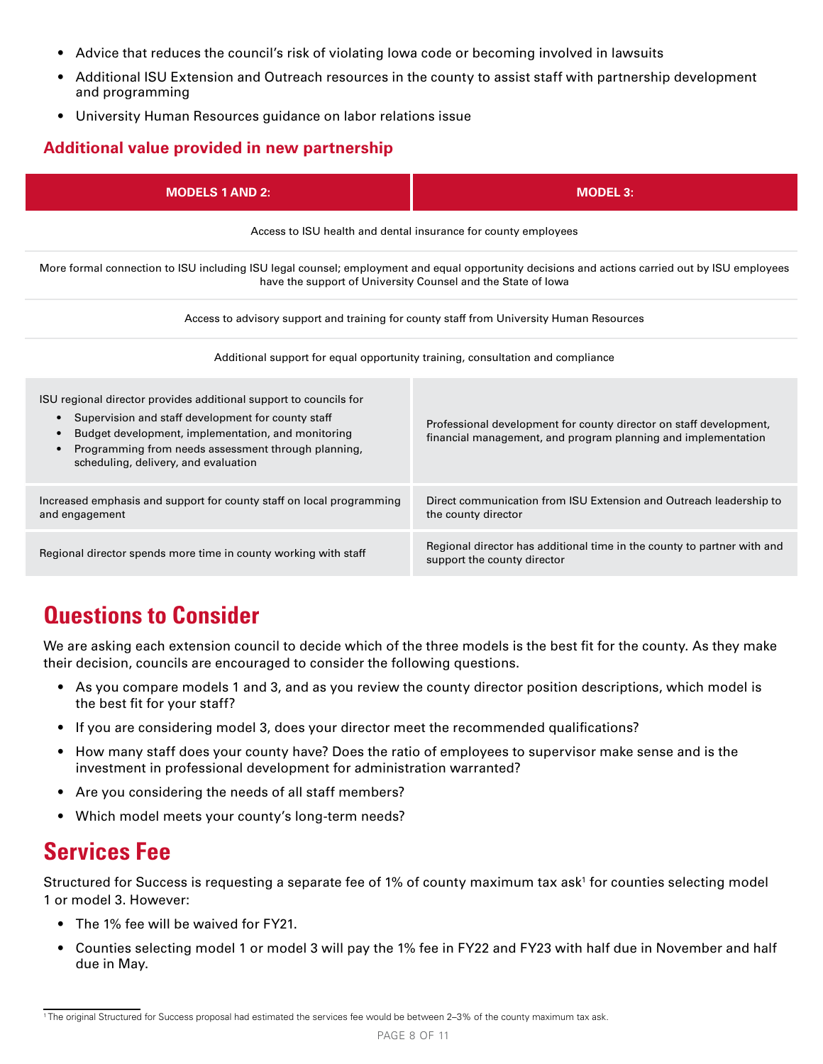- Advice that reduces the council's risk of violating Iowa code or becoming involved in lawsuits
- Additional ISU Extension and Outreach resources in the county to assist staff with partnership development and programming
- University Human Resources guidance on labor relations issue

### Additional value provided in new partnership

| MODELS 1 AND 2: | MODEL 3: |
|---|---|
| Access to ISU health and dental insurance for county employees | |
| More formal connection to ISU including ISU legal counsel; employment and equal opportunity decisions and actions carried out by ISU employees have the support of University Counsel and the State of Iowa | |
| Access to advisory support and training for county staff from University Human Resources | |
| Additional support for equal opportunity training, consultation and compliance | |
| ISU regional director provides additional support to councils for<br>• Supervision and staff development for county staff<br>• Budget development, implementation, and monitoring<br>• Programming from needs assessment through planning, scheduling, delivery, and evaluation | Professional development for county director on staff development, financial management, and program planning and implementation |
| Increased emphasis and support for county staff on local programming and engagement | Direct communication from ISU Extension and Outreach leadership to the county director |
| Regional director spends more time in county working with staff | Regional director has additional time in the county to partner with and support the county director |

## Questions to Consider

We are asking each extension council to decide which of the three models is the best fit for the county. As they make their decision, councils are encouraged to consider the following questions.

- As you compare models 1 and 3, and as you review the county director position descriptions, which model is the best fit for your staff?
- If you are considering model 3, does your director meet the recommended qualifications?
- How many staff does your county have? Does the ratio of employees to supervisor make sense and is the investment in professional development for administration warranted?
- Are you considering the needs of all staff members?
- Which model meets your county's long-term needs?

## Services Fee

Structured for Success is requesting a separate fee of 1% of county maximum tax ask[1] for counties selecting model 1 or model 3. However:

- The 1% fee will be waived for FY21.
- Counties selecting model 1 or model 3 will pay the 1% fee in FY22 and FY23 with half due in November and half due in May.

[1] The original Structured for Success proposal had estimated the services fee would be between 2–3% of the county maximum tax ask.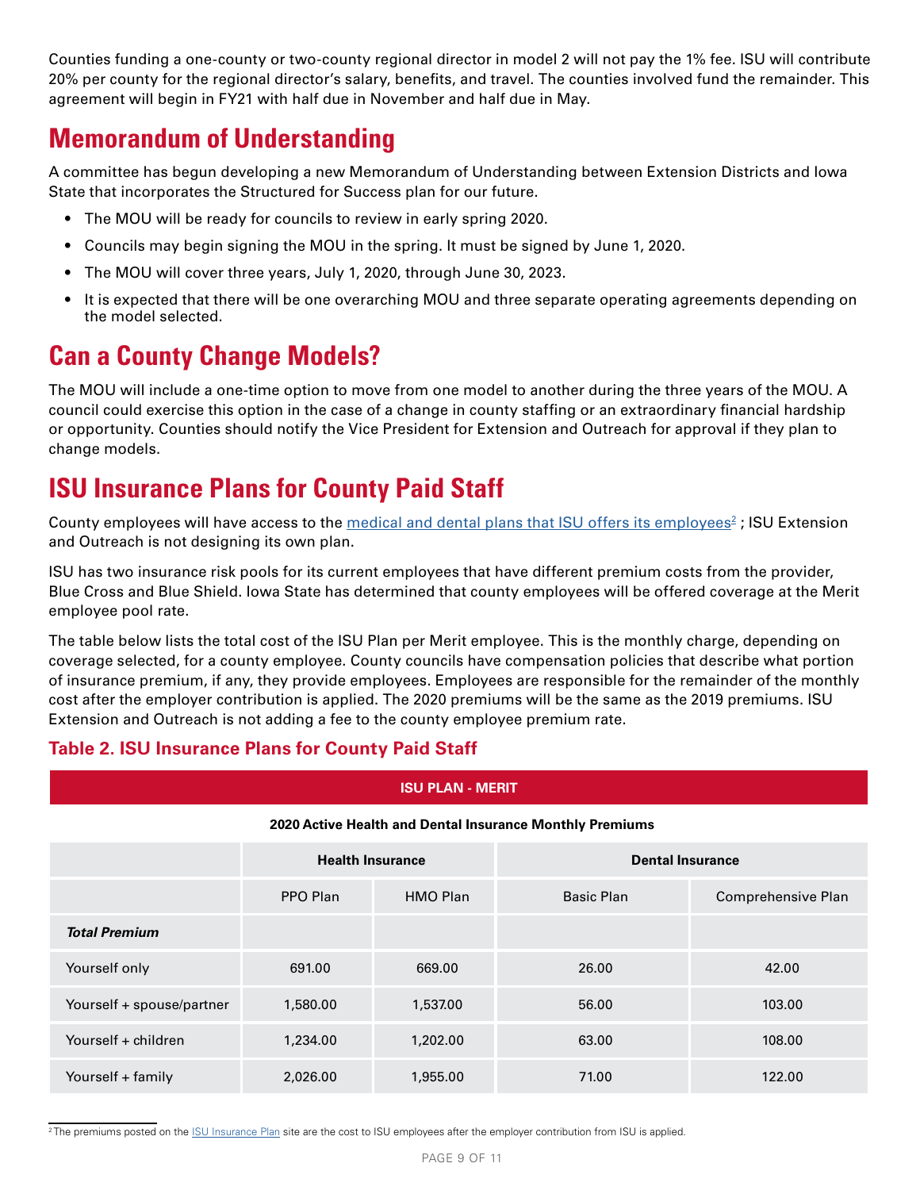Counties funding a one-county or two-county regional director in model 2 will not pay the 1% fee. ISU will contribute 20% per county for the regional director's salary, benefits, and travel. The counties involved fund the remainder. This agreement will begin in FY21 with half due in November and half due in May.

## Memorandum of Understanding

A committee has begun developing a new Memorandum of Understanding between Extension Districts and Iowa State that incorporates the Structured for Success plan for our future.

- The MOU will be ready for councils to review in early spring 2020.
- Councils may begin signing the MOU in the spring. It must be signed by June 1, 2020.
- The MOU will cover three years, July 1, 2020, through June 30, 2023.
- It is expected that there will be one overarching MOU and three separate operating agreements depending on the model selected.

## Can a County Change Models?

The MOU will include a one-time option to move from one model to another during the three years of the MOU. A council could exercise this option in the case of a change in county staffing or an extraordinary financial hardship or opportunity. Counties should notify the Vice President for Extension and Outreach for approval if they plan to change models.

## ISU Insurance Plans for County Paid Staff

County employees will have access to the medical and dental plans that ISU offers its employees[2] ; ISU Extension and Outreach is not designing its own plan.

ISU has two insurance risk pools for its current employees that have different premium costs from the provider, Blue Cross and Blue Shield. Iowa State has determined that county employees will be offered coverage at the Merit employee pool rate.

The table below lists the total cost of the ISU Plan per Merit employee. This is the monthly charge, depending on coverage selected, for a county employee. County councils have compensation policies that describe what portion of insurance premium, if any, they provide employees. Employees are responsible for the remainder of the monthly cost after the employer contribution is applied. The 2020 premiums will be the same as the 2019 premiums. ISU Extension and Outreach is not adding a fee to the county employee premium rate.

### Table 2. ISU Insurance Plans for County Paid Staff

**ISU PLAN - MERIT**

**2020 Active Health and Dental Insurance Monthly Premiums**

| | Health Insurance | | Dental Insurance | |
|---|---|---|---|---|
| | PPO Plan | HMO Plan | Basic Plan | Comprehensive Plan |
| ***Total Premium*** | | | | |
| Yourself only | 691.00 | 669.00 | 26.00 | 42.00 |
| Yourself + spouse/partner | 1,580.00 | 1,537.00 | 56.00 | 103.00 |
| Yourself + children | 1,234.00 | 1,202.00 | 63.00 | 108.00 |
| Yourself + family | 2,026.00 | 1,955.00 | 71.00 | 122.00 |

[2] The premiums posted on the ISU Insurance Plan site are the cost to ISU employees after the employer contribution from ISU is applied.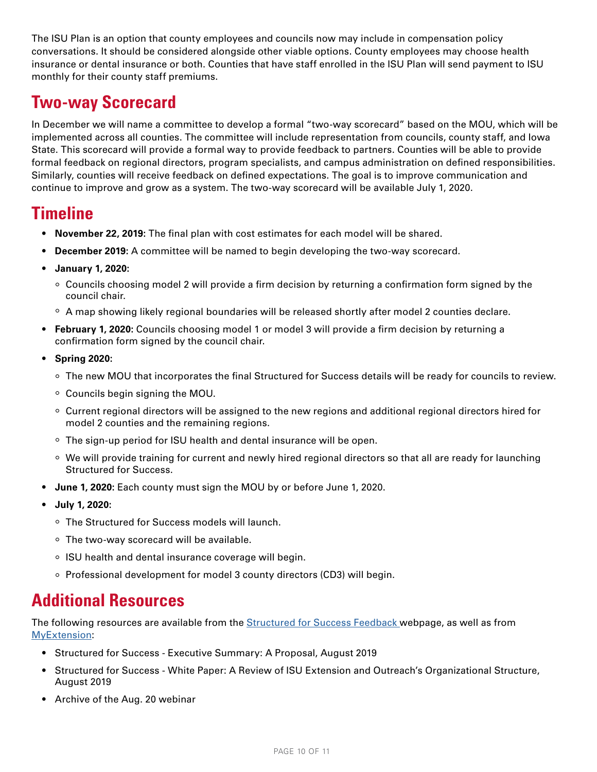The ISU Plan is an option that county employees and councils now may include in compensation policy conversations. It should be considered alongside other viable options. County employees may choose health insurance or dental insurance or both. Counties that have staff enrolled in the ISU Plan will send payment to ISU monthly for their county staff premiums.

## Two-way Scorecard

In December we will name a committee to develop a formal "two-way scorecard" based on the MOU, which will be implemented across all counties. The committee will include representation from councils, county staff, and Iowa State. This scorecard will provide a formal way to provide feedback to partners. Counties will be able to provide formal feedback on regional directors, program specialists, and campus administration on defined responsibilities. Similarly, counties will receive feedback on defined expectations. The goal is to improve communication and continue to improve and grow as a system. The two-way scorecard will be available July 1, 2020.

## Timeline

- **November 22, 2019**: The final plan with cost estimates for each model will be shared.
- **December 2019**: A committee will be named to begin developing the two-way scorecard.
- **January 1, 2020**:
  - Councils choosing model 2 will provide a firm decision by returning a confirmation form signed by the council chair.
  - A map showing likely regional boundaries will be released shortly after model 2 counties declare.
- **February 1, 2020:** Councils choosing model 1 or model 3 will provide a firm decision by returning a confirmation form signed by the council chair.
- **Spring 2020**:
  - The new MOU that incorporates the final Structured for Success details will be ready for councils to review.
  - Councils begin signing the MOU.
  - Current regional directors will be assigned to the new regions and additional regional directors hired for model 2 counties and the remaining regions.
  - The sign-up period for ISU health and dental insurance will be open.
  - We will provide training for current and newly hired regional directors so that all are ready for launching Structured for Success.
- **June 1, 2020**: Each county must sign the MOU by or before June 1, 2020.
- **July 1, 2020**:
  - The Structured for Success models will launch.
  - The two-way scorecard will be available.
  - ISU health and dental insurance coverage will begin.
  - Professional development for model 3 county directors (CD3) will begin.

## Additional Resources

The following resources are available from the Structured for Success Feedback webpage, as well as from MyExtension:

- Structured for Success - Executive Summary: A Proposal, August 2019
- Structured for Success - White Paper: A Review of ISU Extension and Outreach's Organizational Structure, August 2019
- Archive of the Aug. 20 webinar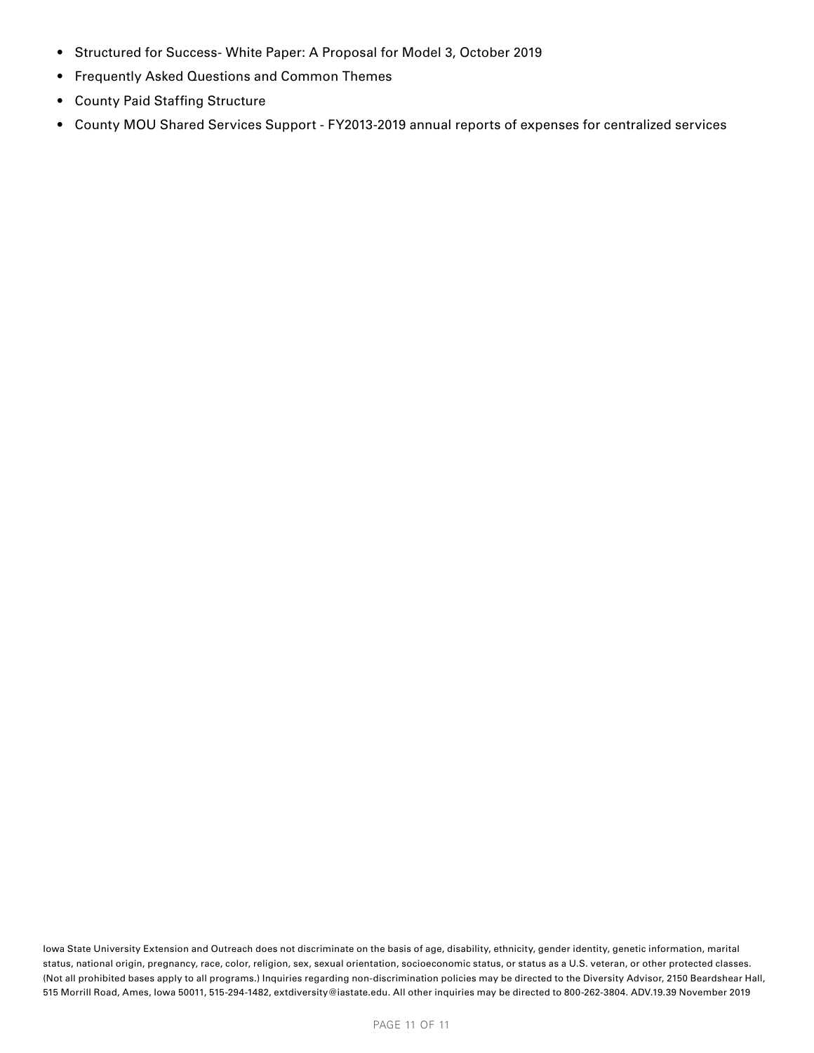- Structured for Success- White Paper: A Proposal for Model 3, October 2019
- Frequently Asked Questions and Common Themes
- County Paid Staffing Structure
- County MOU Shared Services Support - FY2013-2019 annual reports of expenses for centralized services

Iowa State University Extension and Outreach does not discriminate on the basis of age, disability, ethnicity, gender identity, genetic information, marital status, national origin, pregnancy, race, color, religion, sex, sexual orientation, socioeconomic status, or status as a U.S. veteran, or other protected classes. (Not all prohibited bases apply to all programs.) Inquiries regarding non-discrimination policies may be directed to the Diversity Advisor, 2150 Beardshear Hall, 515 Morrill Road, Ames, Iowa 50011, 515-294-1482, extdiversity@iastate.edu. All other inquiries may be directed to 800-262-3804. ADV.19.39 November 2019